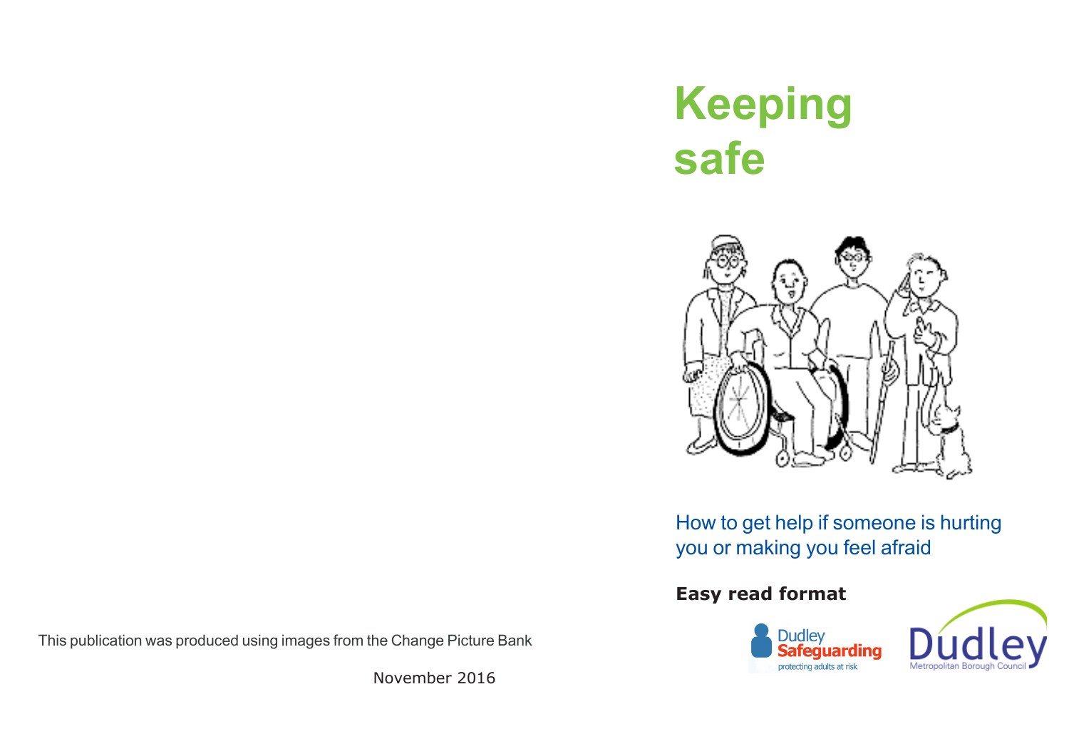# Keeping safe

How to get help if someone is hurting you or making you feel afraid

**Easy read format**

Dudley Safeguarding
protecting adults at risk

Dudley
Metropolitan Borough Council

This publication was produced using images from the Change Picture Bank

November 2016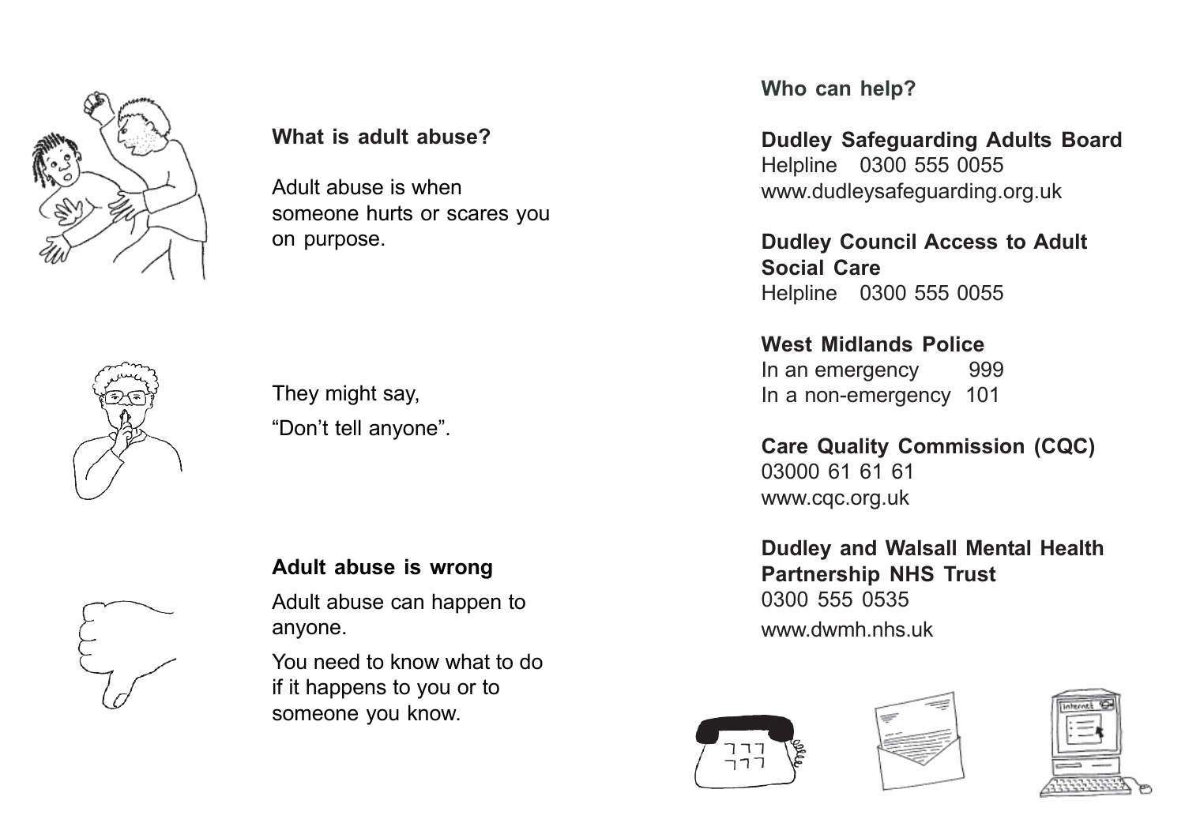## What is adult abuse?

Adult abuse is when someone hurts or scares you on purpose.

They might say,

"Don't tell anyone".

## Adult abuse is wrong

Adult abuse can happen to anyone.

You need to know what to do if it happens to you or to someone you know.

## Who can help?

**Dudley Safeguarding Adults Board**
Helpline 0300 555 0055
www.dudleysafeguarding.org.uk

**Dudley Council Access to Adult Social Care**
Helpline 0300 555 0055

**West Midlands Police**
In an emergency 999
In a non-emergency 101

**Care Quality Commission (CQC)**
03000 61 61 61
www.cqc.org.uk

**Dudley and Walsall Mental Health Partnership NHS Trust**
0300 555 0535
www.dwmh.nhs.uk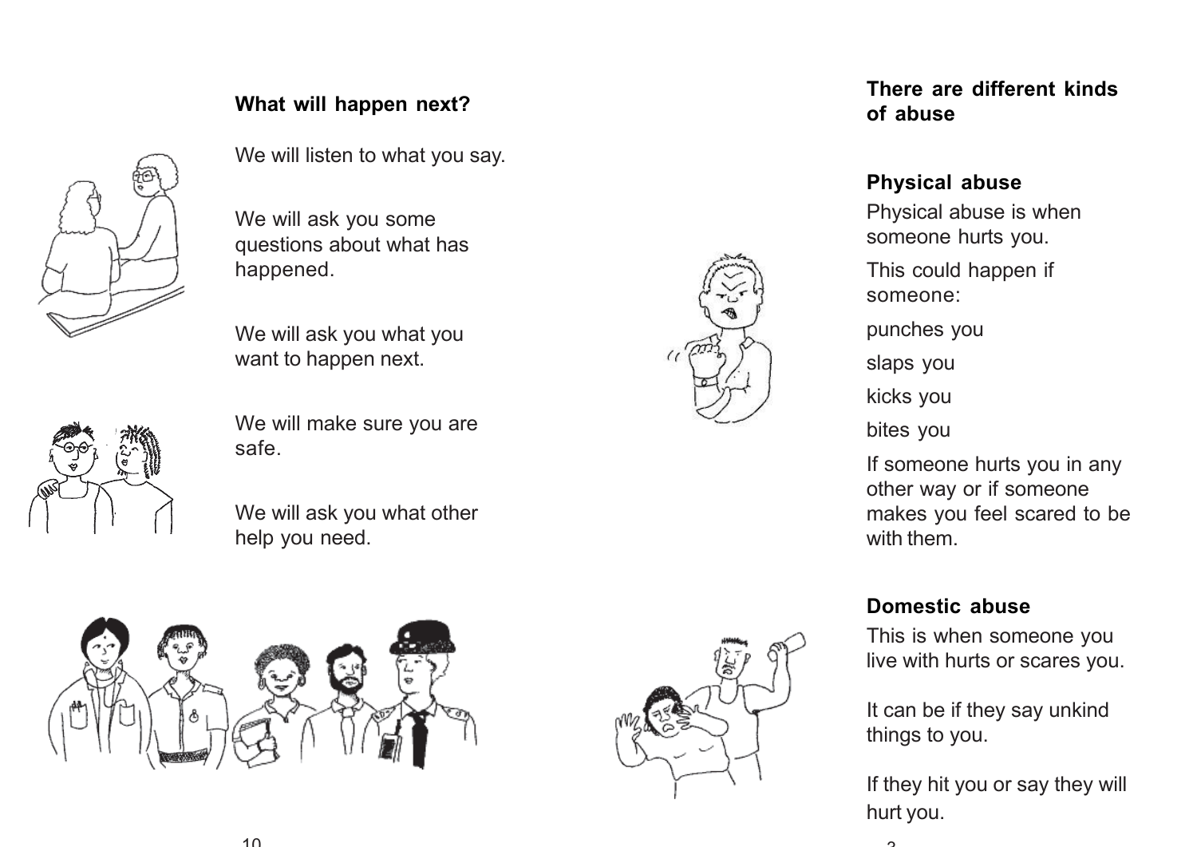## What will happen next?

We will listen to what you say.

We will ask you some questions about what has happened.

We will ask you what you want to happen next.

We will make sure you are safe.

We will ask you what other help you need.

## There are different kinds of abuse

### Physical abuse

Physical abuse is when someone hurts you.

This could happen if someone:

punches you

slaps you

kicks you

bites you

If someone hurts you in any other way or if someone makes you feel scared to be with them.

### Domestic abuse

This is when someone you live with hurts or scares you.

It can be if they say unkind things to you.

If they hit you or say they will hurt you.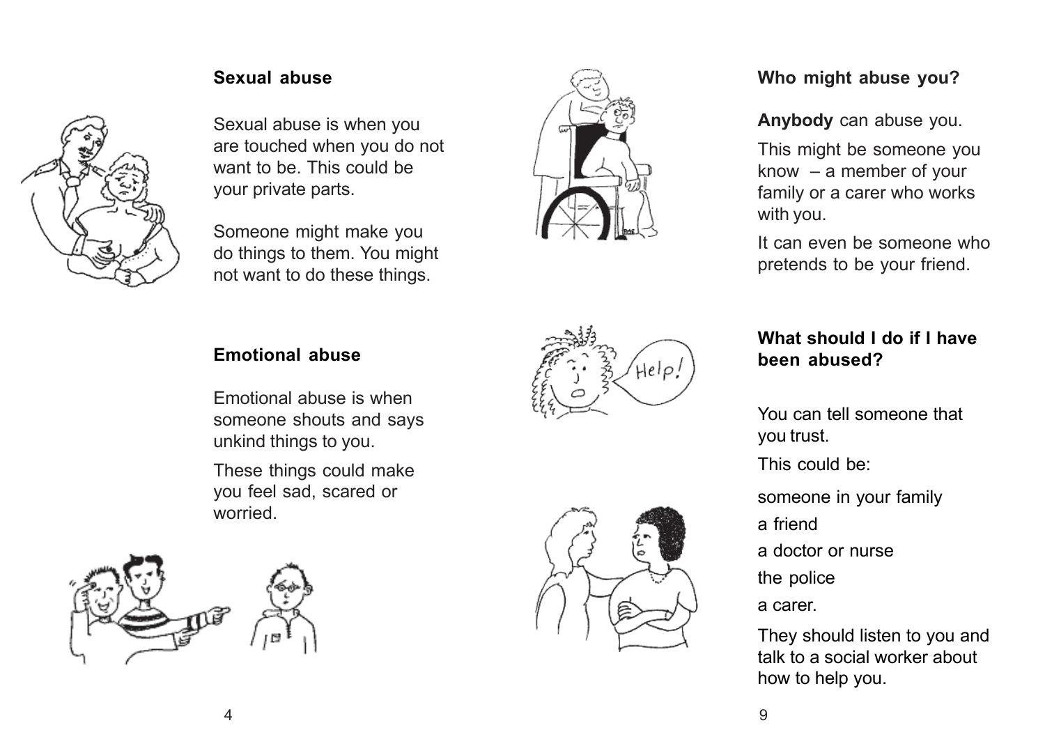## Sexual abuse

Sexual abuse is when you are touched when you do not want to be. This could be your private parts.

Someone might make you do things to them. You might not want to do these things.

## Emotional abuse

Emotional abuse is when someone shouts and says unkind things to you.

These things could make you feel sad, scared or worried.

## Who might abuse you?

**Anybody** can abuse you.

This might be someone you know – a member of your family or a carer who works with you.

It can even be someone who pretends to be your friend.

## What should I do if I have been abused?

You can tell someone that you trust.

This could be:

someone in your family

a friend

a doctor or nurse

the police

a carer.

They should listen to you and talk to a social worker about how to help you.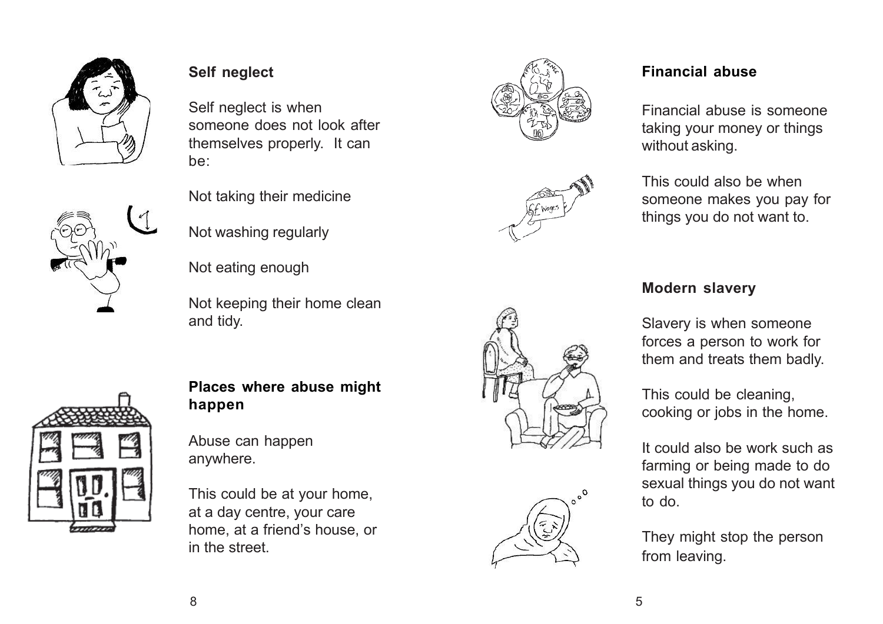## Self neglect

Self neglect is when someone does not look after themselves properly. It can be:

Not taking their medicine

Not washing regularly

Not eating enough

Not keeping their home clean and tidy.

## Places where abuse might happen

Abuse can happen anywhere.

This could be at your home, at a day centre, your care home, at a friend's house, or in the street.

## Financial abuse

Financial abuse is someone taking your money or things without asking.

This could also be when someone makes you pay for things you do not want to.

## Modern slavery

Slavery is when someone forces a person to work for them and treats them badly.

This could be cleaning, cooking or jobs in the home.

It could also be work such as farming or being made to do sexual things you do not want to do.

They might stop the person from leaving.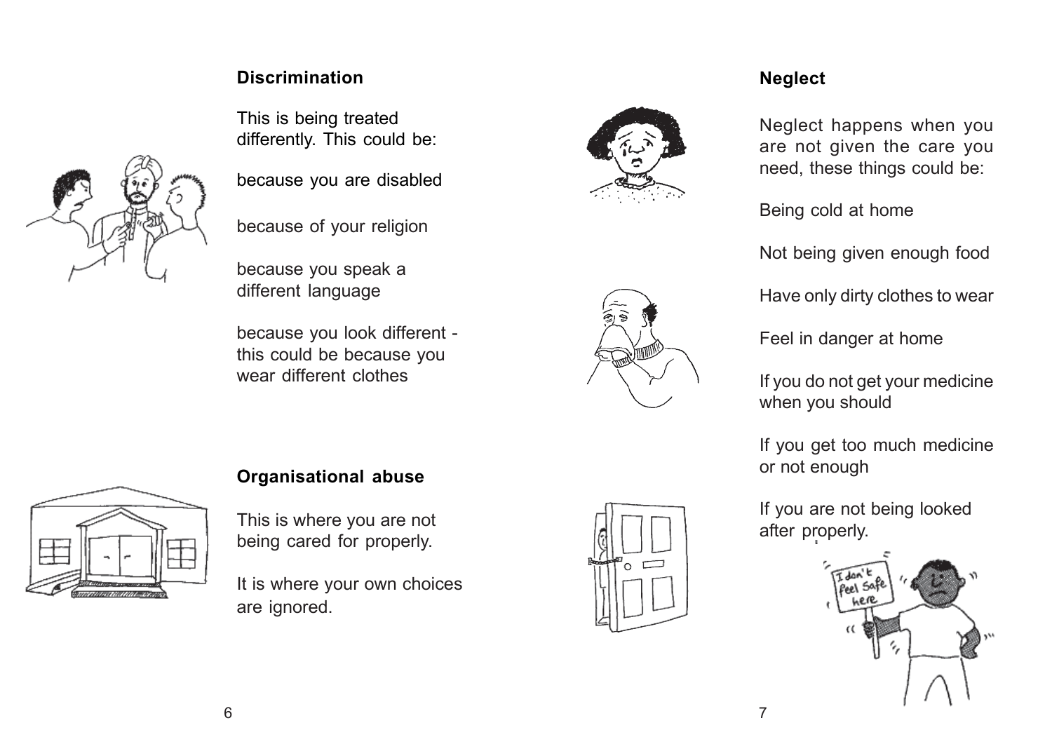## Discrimination

This is being treated differently. This could be:

because you are disabled

because of your religion

because you speak a different language

because you look different - this could be because you wear different clothes

## Organisational abuse

This is where you are not being cared for properly.

It is where your own choices are ignored.

## Neglect

Neglect happens when you are not given the care you need, these things could be:

Being cold at home

Not being given enough food

Have only dirty clothes to wear

Feel in danger at home

If you do not get your medicine when you should

If you get too much medicine or not enough

If you are not being looked after properly.